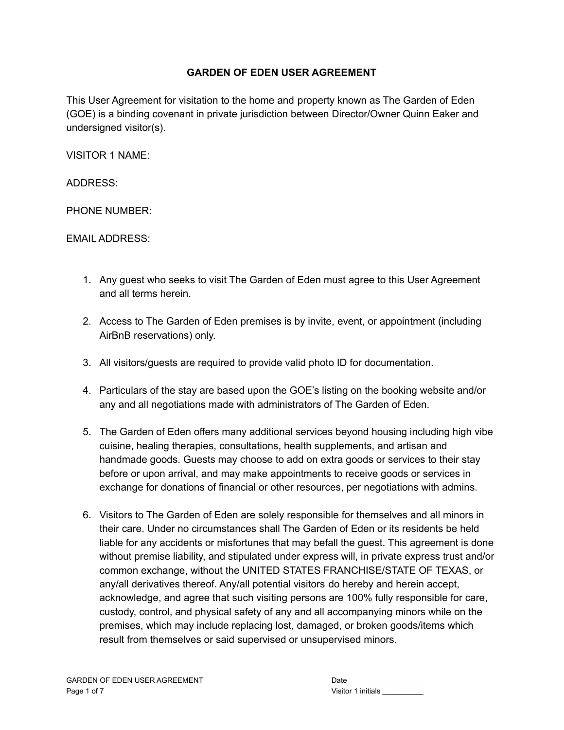# GARDEN OF EDEN USER AGREEMENT

This User Agreement for visitation to the home and property known as The Garden of Eden (GOE) is a binding covenant in private jurisdiction between Director/Owner Quinn Eaker and undersigned visitor(s).

VISITOR 1 NAME:

ADDRESS:

PHONE NUMBER:

EMAIL ADDRESS:

1. Any guest who seeks to visit The Garden of Eden must agree to this User Agreement and all terms herein.

2. Access to The Garden of Eden premises is by invite, event, or appointment (including AirBnB reservations) only.

3. All visitors/guests are required to provide valid photo ID for documentation.

4. Particulars of the stay are based upon the GOE's listing on the booking website and/or any and all negotiations made with administrators of The Garden of Eden.

5. The Garden of Eden offers many additional services beyond housing including high vibe cuisine, healing therapies, consultations, health supplements, and artisan and handmade goods. Guests may choose to add on extra goods or services to their stay before or upon arrival, and may make appointments to receive goods or services in exchange for donations of financial or other resources, per negotiations with admins.

6. Visitors to The Garden of Eden are solely responsible for themselves and all minors in their care. Under no circumstances shall The Garden of Eden or its residents be held liable for any accidents or misfortunes that may befall the guest. This agreement is done without premise liability, and stipulated under express will, in private express trust and/or common exchange, without the UNITED STATES FRANCHISE/STATE OF TEXAS, or any/all derivatives thereof. Any/all potential visitors do hereby and herein accept, acknowledge, and agree that such visiting persons are 100% fully responsible for care, custody, control, and physical safety of any and all accompanying minors while on the premises, which may include replacing lost, damaged, or broken goods/items which result from themselves or said supervised or unsupervised minors.

Date ______________

Visitor 1 initials __________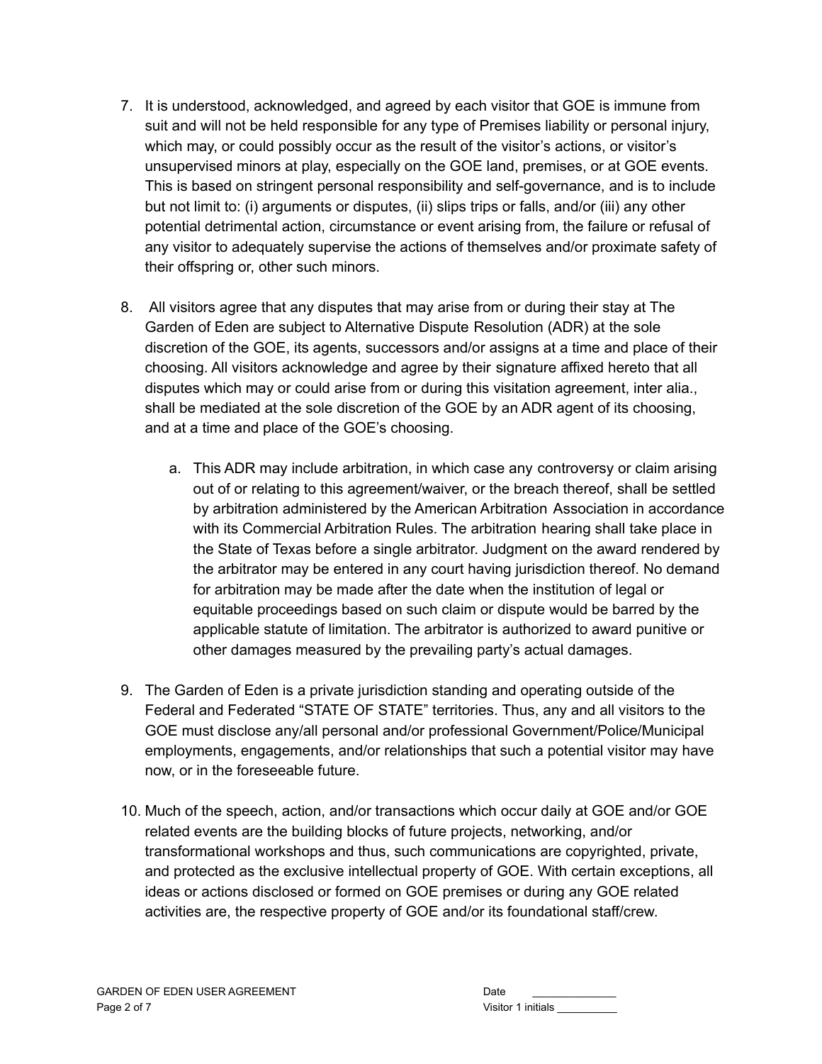7. It is understood, acknowledged, and agreed by each visitor that GOE is immune from suit and will not be held responsible for any type of Premises liability or personal injury, which may, or could possibly occur as the result of the visitor's actions, or visitor's unsupervised minors at play, especially on the GOE land, premises, or at GOE events. This is based on stringent personal responsibility and self-governance, and is to include but not limit to: (i) arguments or disputes, (ii) slips trips or falls, and/or (iii) any other potential detrimental action, circumstance or event arising from, the failure or refusal of any visitor to adequately supervise the actions of themselves and/or proximate safety of their offspring or, other such minors.

8. All visitors agree that any disputes that may arise from or during their stay at The Garden of Eden are subject to Alternative Dispute Resolution (ADR) at the sole discretion of the GOE, its agents, successors and/or assigns at a time and place of their choosing. All visitors acknowledge and agree by their signature affixed hereto that all disputes which may or could arise from or during this visitation agreement, inter alia., shall be mediated at the sole discretion of the GOE by an ADR agent of its choosing, and at a time and place of the GOE's choosing.

    a. This ADR may include arbitration, in which case any controversy or claim arising out of or relating to this agreement/waiver, or the breach thereof, shall be settled by arbitration administered by the American Arbitration Association in accordance with its Commercial Arbitration Rules. The arbitration hearing shall take place in the State of Texas before a single arbitrator. Judgment on the award rendered by the arbitrator may be entered in any court having jurisdiction thereof. No demand for arbitration may be made after the date when the institution of legal or equitable proceedings based on such claim or dispute would be barred by the applicable statute of limitation. The arbitrator is authorized to award punitive or other damages measured by the prevailing party's actual damages.

9. The Garden of Eden is a private jurisdiction standing and operating outside of the Federal and Federated "STATE OF STATE" territories. Thus, any and all visitors to the GOE must disclose any/all personal and/or professional Government/Police/Municipal employments, engagements, and/or relationships that such a potential visitor may have now, or in the foreseeable future.

10. Much of the speech, action, and/or transactions which occur daily at GOE and/or GOE related events are the building blocks of future projects, networking, and/or transformational workshops and thus, such communications are copyrighted, private, and protected as the exclusive intellectual property of GOE. With certain exceptions, all ideas or actions disclosed or formed on GOE premises or during any GOE related activities are, the respective property of GOE and/or its foundational staff/crew.

Date ______________
Visitor 1 initials __________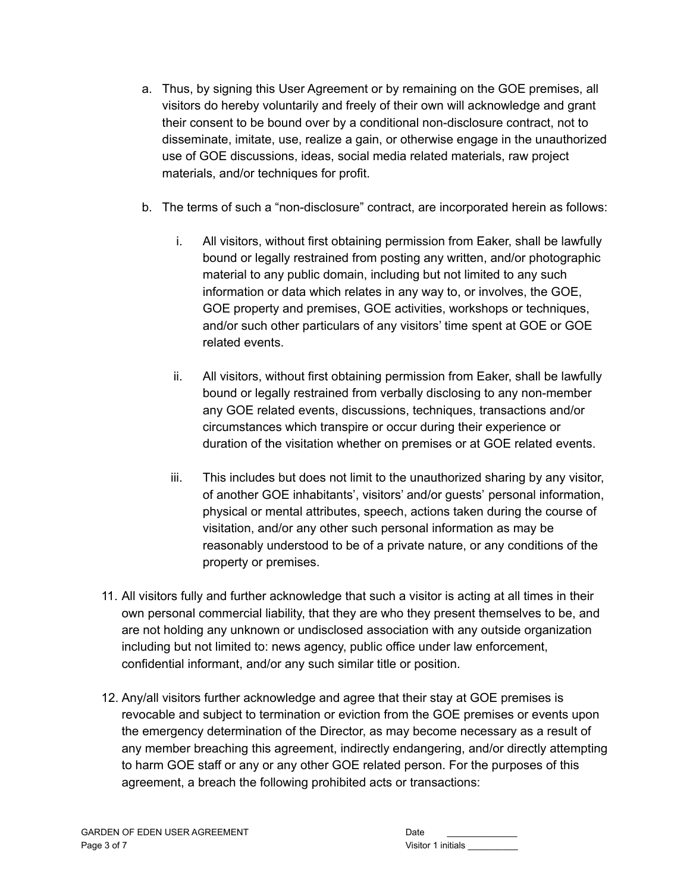a. Thus, by signing this User Agreement or by remaining on the GOE premises, all visitors do hereby voluntarily and freely of their own will acknowledge and grant their consent to be bound over by a conditional non-disclosure contract, not to disseminate, imitate, use, realize a gain, or otherwise engage in the unauthorized use of GOE discussions, ideas, social media related materials, raw project materials, and/or techniques for profit.

b. The terms of such a "non-disclosure" contract, are incorporated herein as follows:

   i. All visitors, without first obtaining permission from Eaker, shall be lawfully bound or legally restrained from posting any written, and/or photographic material to any public domain, including but not limited to any such information or data which relates in any way to, or involves, the GOE, GOE property and premises, GOE activities, workshops or techniques, and/or such other particulars of any visitors' time spent at GOE or GOE related events.

   ii. All visitors, without first obtaining permission from Eaker, shall be lawfully bound or legally restrained from verbally disclosing to any non-member any GOE related events, discussions, techniques, transactions and/or circumstances which transpire or occur during their experience or duration of the visitation whether on premises or at GOE related events.

   iii. This includes but does not limit to the unauthorized sharing by any visitor, of another GOE inhabitants', visitors' and/or guests' personal information, physical or mental attributes, speech, actions taken during the course of visitation, and/or any other such personal information as may be reasonably understood to be of a private nature, or any conditions of the property or premises.

11. All visitors fully and further acknowledge that such a visitor is acting at all times in their own personal commercial liability, that they are who they present themselves to be, and are not holding any unknown or undisclosed association with any outside organization including but not limited to: news agency, public office under law enforcement, confidential informant, and/or any such similar title or position.

12. Any/all visitors further acknowledge and agree that their stay at GOE premises is revocable and subject to termination or eviction from the GOE premises or events upon the emergency determination of the Director, as may become necessary as a result of any member breaching this agreement, indirectly endangering, and/or directly attempting to harm GOE staff or any or any other GOE related person. For the purposes of this agreement, a breach the following prohibited acts or transactions: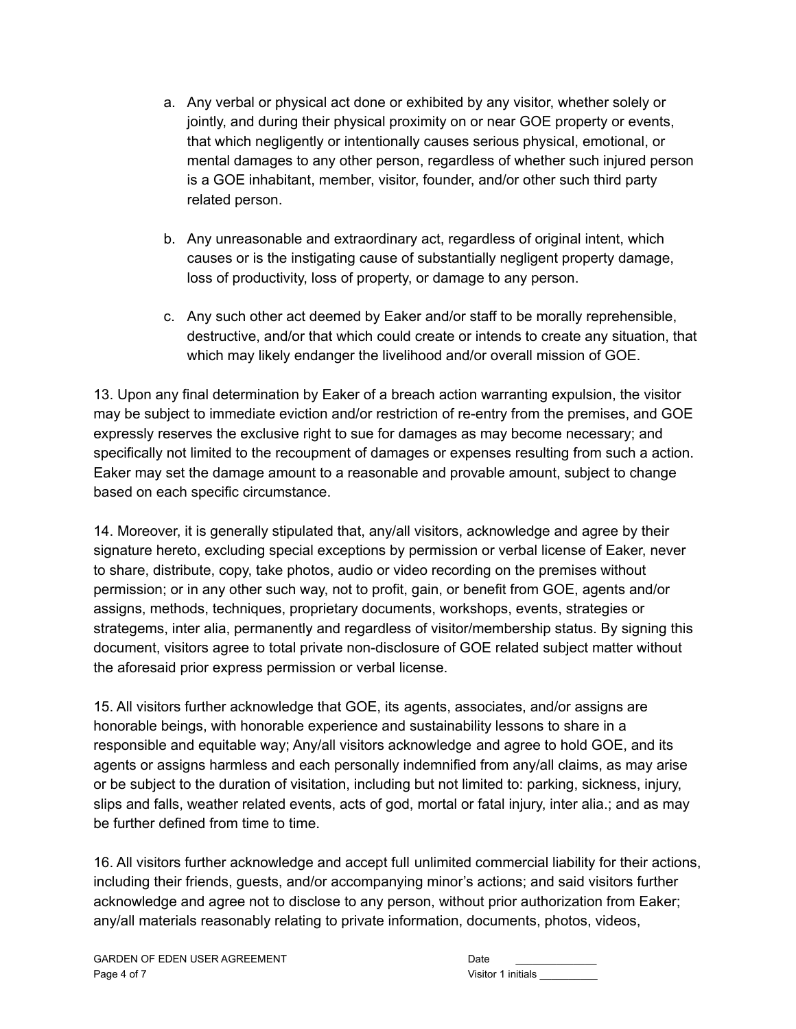a. Any verbal or physical act done or exhibited by any visitor, whether solely or jointly, and during their physical proximity on or near GOE property or events, that which negligently or intentionally causes serious physical, emotional, or mental damages to any other person, regardless of whether such injured person is a GOE inhabitant, member, visitor, founder, and/or other such third party related person.

b. Any unreasonable and extraordinary act, regardless of original intent, which causes or is the instigating cause of substantially negligent property damage, loss of productivity, loss of property, or damage to any person.

c. Any such other act deemed by Eaker and/or staff to be morally reprehensible, destructive, and/or that which could create or intends to create any situation, that which may likely endanger the livelihood and/or overall mission of GOE.

13. Upon any final determination by Eaker of a breach action warranting expulsion, the visitor may be subject to immediate eviction and/or restriction of re-entry from the premises, and GOE expressly reserves the exclusive right to sue for damages as may become necessary; and specifically not limited to the recoupment of damages or expenses resulting from such a action. Eaker may set the damage amount to a reasonable and provable amount, subject to change based on each specific circumstance.

14. Moreover, it is generally stipulated that, any/all visitors, acknowledge and agree by their signature hereto, excluding special exceptions by permission or verbal license of Eaker, never to share, distribute, copy, take photos, audio or video recording on the premises without permission; or in any other such way, not to profit, gain, or benefit from GOE, agents and/or assigns, methods, techniques, proprietary documents, workshops, events, strategies or strategems, inter alia, permanently and regardless of visitor/membership status. By signing this document, visitors agree to total private non-disclosure of GOE related subject matter without the aforesaid prior express permission or verbal license.

15. All visitors further acknowledge that GOE, its agents, associates, and/or assigns are honorable beings, with honorable experience and sustainability lessons to share in a responsible and equitable way; Any/all visitors acknowledge and agree to hold GOE, and its agents or assigns harmless and each personally indemnified from any/all claims, as may arise or be subject to the duration of visitation, including but not limited to: parking, sickness, injury, slips and falls, weather related events, acts of god, mortal or fatal injury, inter alia.; and as may be further defined from time to time.

16. All visitors further acknowledge and accept full unlimited commercial liability for their actions, including their friends, guests, and/or accompanying minor's actions; and said visitors further acknowledge and agree not to disclose to any person, without prior authorization from Eaker; any/all materials reasonably relating to private information, documents, photos, videos,

Date ______________
Visitor 1 initials __________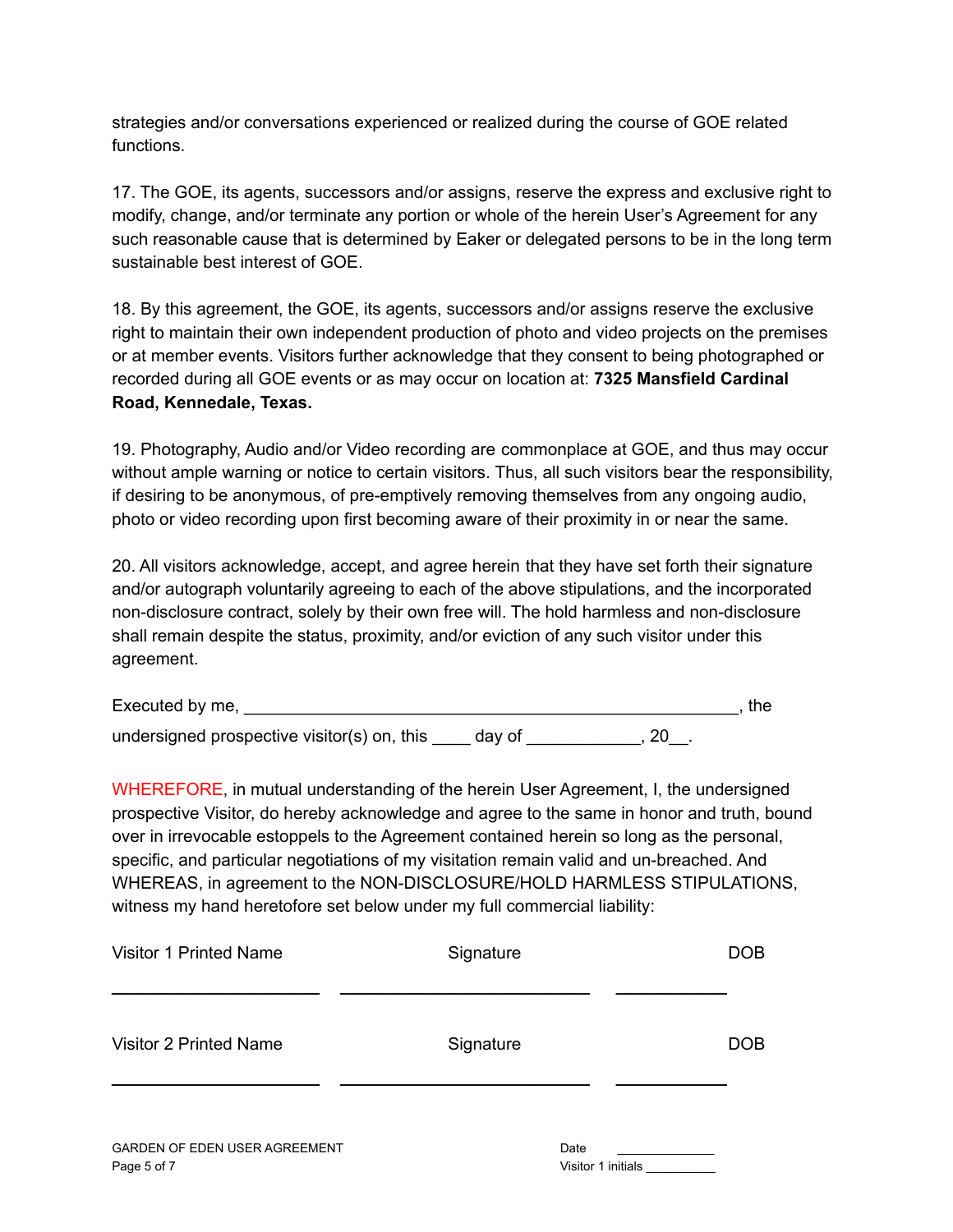strategies and/or conversations experienced or realized during the course of GOE related functions.

17. The GOE, its agents, successors and/or assigns, reserve the express and exclusive right to modify, change, and/or terminate any portion or whole of the herein User's Agreement for any such reasonable cause that is determined by Eaker or delegated persons to be in the long term sustainable best interest of GOE.

18. By this agreement, the GOE, its agents, successors and/or assigns reserve the exclusive right to maintain their own independent production of photo and video projects on the premises or at member events. Visitors further acknowledge that they consent to being photographed or recorded during all GOE events or as may occur on location at: **7325 Mansfield Cardinal Road, Kennedale, Texas.**

19. Photography, Audio and/or Video recording are commonplace at GOE, and thus may occur without ample warning or notice to certain visitors. Thus, all such visitors bear the responsibility, if desiring to be anonymous, of pre-emptively removing themselves from any ongoing audio, photo or video recording upon first becoming aware of their proximity in or near the same.

20. All visitors acknowledge, accept, and agree herein that they have set forth their signature and/or autograph voluntarily agreeing to each of the above stipulations, and the incorporated non-disclosure contract, solely by their own free will. The hold harmless and non-disclosure shall remain despite the status, proximity, and/or eviction of any such visitor under this agreement.

Executed by me, ________________________________________________________, the undersigned prospective visitor(s) on, this ____ day of ____________, 20__.

WHEREFORE, in mutual understanding of the herein User Agreement, I, the undersigned prospective Visitor, do hereby acknowledge and agree to the same in honor and truth, bound over in irrevocable estoppels to the Agreement contained herein so long as the personal, specific, and particular negotiations of my visitation remain valid and un-breached. And WHEREAS, in agreement to the NON-DISCLOSURE/HOLD HARMLESS STIPULATIONS, witness my hand heretofore set below under my full commercial liability:

| Visitor 1 Printed Name | Signature | DOB |
| --- | --- | --- |
| ______________________ | __________________________ | ___________ |

| Visitor 2 Printed Name | Signature | DOB |
| --- | --- | --- |
| ______________________ | __________________________ | ___________ |

Date ______________

Visitor 1 initials __________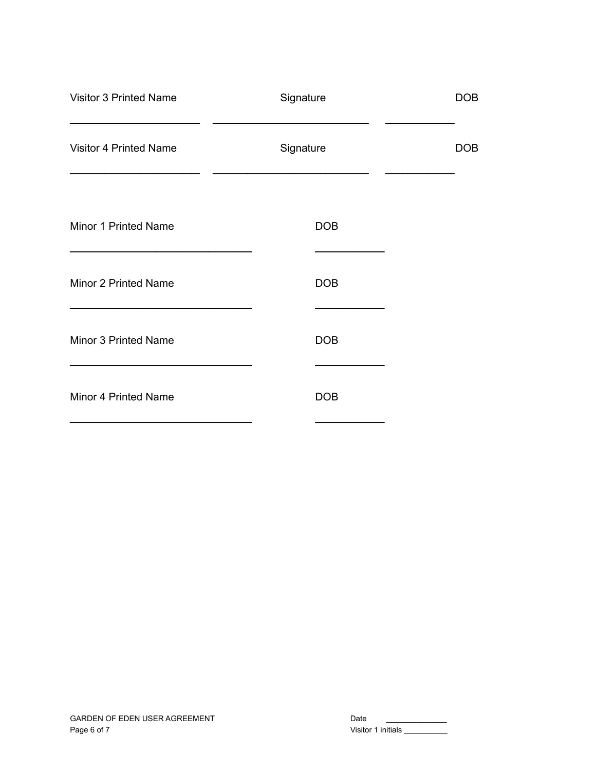Visitor 3 Printed Name Signature DOB

\_\_\_\_\_\_\_\_\_\_\_\_\_\_\_\_\_\_\_\_\_\_ \_\_\_\_\_\_\_\_\_\_\_\_\_\_\_\_\_\_\_\_\_\_\_\_\_\_ \_\_\_\_\_\_\_\_\_\_\_\_

Visitor 4 Printed Name Signature DOB

\_\_\_\_\_\_\_\_\_\_\_\_\_\_\_\_\_\_\_\_\_\_ \_\_\_\_\_\_\_\_\_\_\_\_\_\_\_\_\_\_\_\_\_\_\_\_\_\_ \_\_\_\_\_\_\_\_\_\_\_\_

Minor 1 Printed Name DOB

\_\_\_\_\_\_\_\_\_\_\_\_\_\_\_\_\_\_\_\_\_\_\_\_\_\_\_\_\_\_ \_\_\_\_\_\_\_\_\_\_\_\_

Minor 2 Printed Name DOB

\_\_\_\_\_\_\_\_\_\_\_\_\_\_\_\_\_\_\_\_\_\_\_\_\_\_\_\_\_\_ \_\_\_\_\_\_\_\_\_\_\_\_

Minor 3 Printed Name DOB

\_\_\_\_\_\_\_\_\_\_\_\_\_\_\_\_\_\_\_\_\_\_\_\_\_\_\_\_\_\_ \_\_\_\_\_\_\_\_\_\_\_\_

Minor 4 Printed Name DOB

\_\_\_\_\_\_\_\_\_\_\_\_\_\_\_\_\_\_\_\_\_\_\_\_\_\_\_\_\_\_ \_\_\_\_\_\_\_\_\_\_\_\_

Date \_\_\_\_\_\_\_\_\_\_\_\_\_\_

Visitor 1 initials \_\_\_\_\_\_\_\_\_\_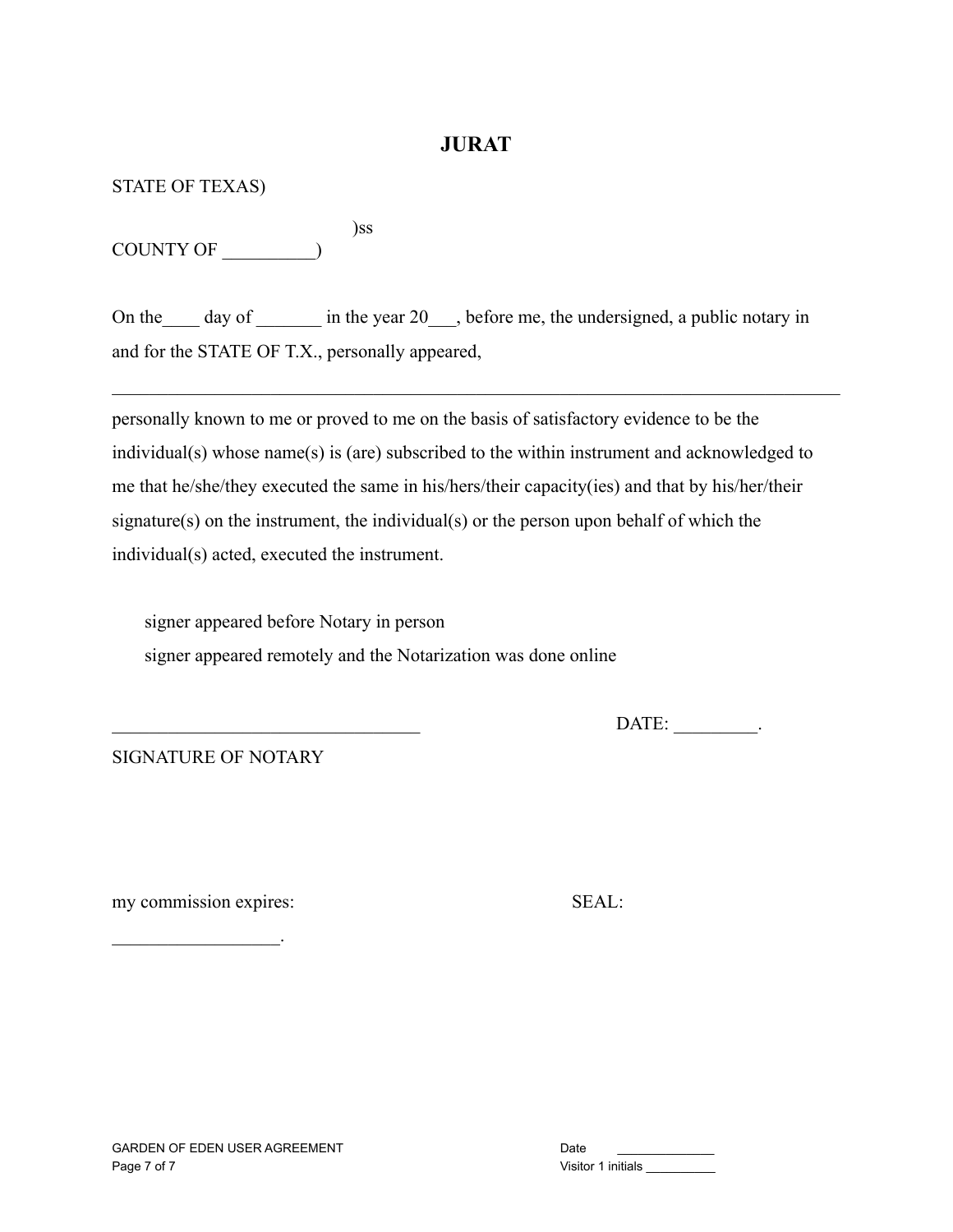# JURAT

STATE OF TEXAS)

)ss

COUNTY OF __________)

On the____ day of _______ in the year 20___, before me, the undersigned, a public notary in and for the STATE OF T.X., personally appeared,

_______________________________________________________________________________

personally known to me or proved to me on the basis of satisfactory evidence to be the individual(s) whose name(s) is (are) subscribed to the within instrument and acknowledged to me that he/she/they executed the same in his/hers/their capacity(ies) and that by his/her/their signature(s) on the instrument, the individual(s) or the person upon behalf of which the individual(s) acted, executed the instrument.

signer appeared before Notary in person

signer appeared remotely and the Notarization was done online

_________________________________ DATE: _________.

SIGNATURE OF NOTARY

my commission expires: SEAL:

__________________.

Date ______________

Visitor 1 initials __________